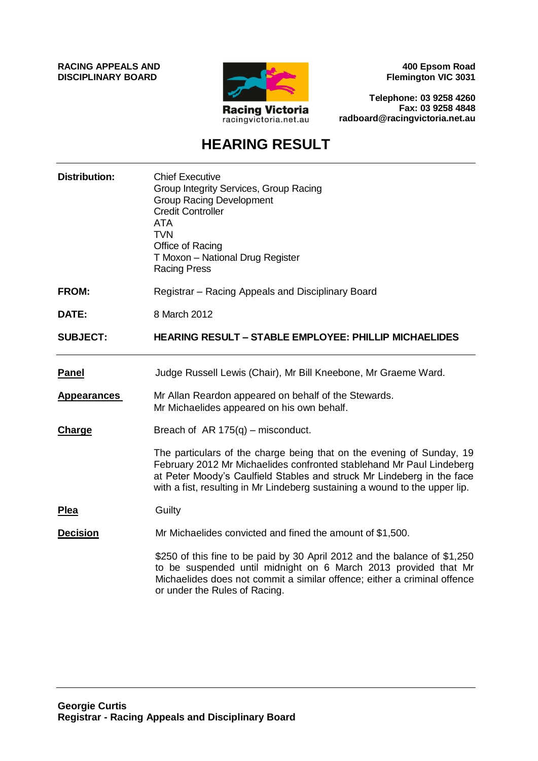**RACING APPEALS AND DISCIPLINARY BOARD**

Racing Victoria
racingvictoria.net.au

**400 Epsom Road**
**Flemington VIC 3031**

**Telephone: 03 9258 4260**
**Fax: 03 9258 4848**
**radboard@racingvictoria.net.au**

# HEARING RESULT

| | |
|---|---|
| **Distribution:** | Chief Executive<br>Group Integrity Services, Group Racing<br>Group Racing Development<br>Credit Controller<br>ATA<br>TVN<br>Office of Racing<br>T Moxon – National Drug Register<br>Racing Press |
| **FROM:** | Registrar – Racing Appeals and Disciplinary Board |
| **DATE:** | 8 March 2012 |
| **SUBJECT:** | **HEARING RESULT – STABLE EMPLOYEE: PHILLIP MICHAELIDES** |

**Panel**

Judge Russell Lewis (Chair), Mr Bill Kneebone, Mr Graeme Ward.

**Appearances**

Mr Allan Reardon appeared on behalf of the Stewards.
Mr Michaelides appeared on his own behalf.

**Charge**

Breach of AR 175(q) – misconduct.

The particulars of the charge being that on the evening of Sunday, 19 February 2012 Mr Michaelides confronted stablehand Mr Paul Lindeberg at Peter Moody's Caulfield Stables and struck Mr Lindeberg in the face with a fist, resulting in Mr Lindeberg sustaining a wound to the upper lip.

**Plea**

Guilty

**Decision**

Mr Michaelides convicted and fined the amount of $1,500.

$250 of this fine to be paid by 30 April 2012 and the balance of $1,250 to be suspended until midnight on 6 March 2013 provided that Mr Michaelides does not commit a similar offence; either a criminal offence or under the Rules of Racing.

**Georgie Curtis**
**Registrar - Racing Appeals and Disciplinary Board**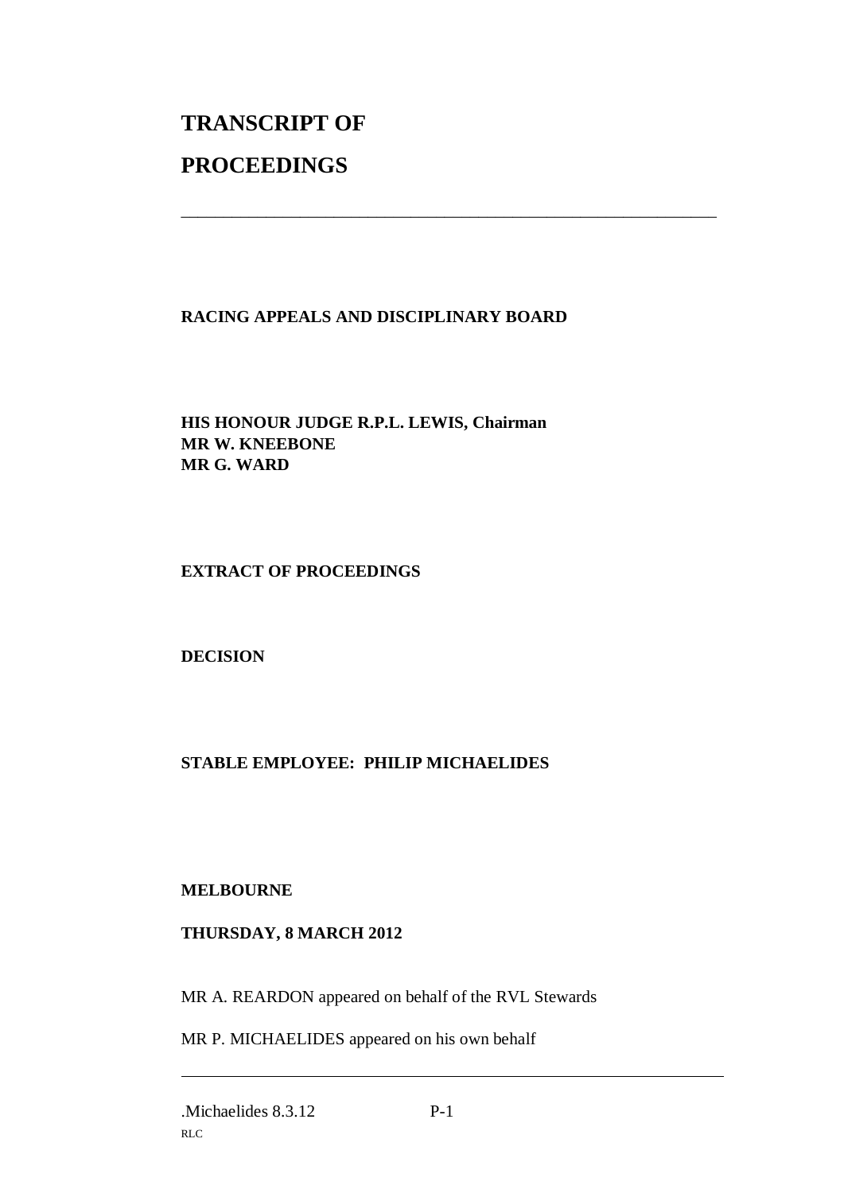# TRANSCRIPT OF

# PROCEEDINGS

---

**RACING APPEALS AND DISCIPLINARY BOARD**

**HIS HONOUR JUDGE R.P.L. LEWIS, Chairman**
**MR W. KNEEBONE**
**MR G. WARD**

**EXTRACT OF PROCEEDINGS**

**DECISION**

**STABLE EMPLOYEE: PHILIP MICHAELIDES**

**MELBOURNE**

**THURSDAY, 8 MARCH 2012**

MR A. REARDON appeared on behalf of the RVL Stewards

MR P. MICHAELIDES appeared on his own behalf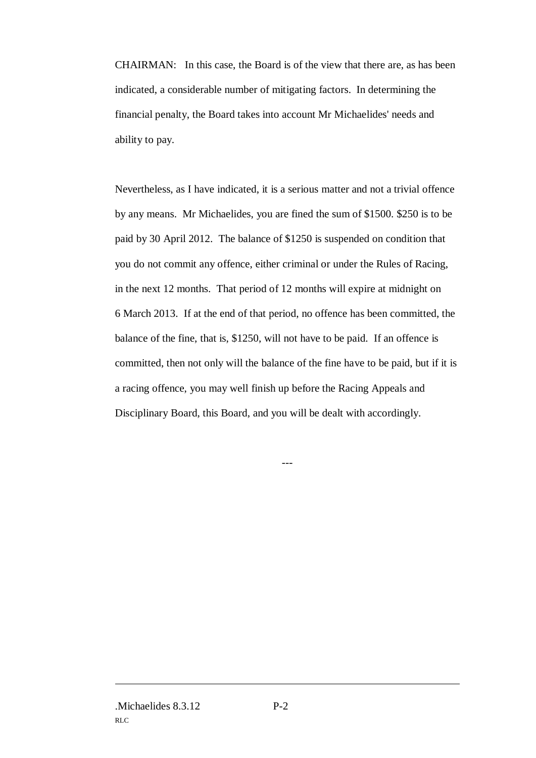CHAIRMAN: In this case, the Board is of the view that there are, as has been indicated, a considerable number of mitigating factors. In determining the financial penalty, the Board takes into account Mr Michaelides' needs and ability to pay.

Nevertheless, as I have indicated, it is a serious matter and not a trivial offence by any means. Mr Michaelides, you are fined the sum of $1500. $250 is to be paid by 30 April 2012. The balance of $1250 is suspended on condition that you do not commit any offence, either criminal or under the Rules of Racing, in the next 12 months. That period of 12 months will expire at midnight on 6 March 2013. If at the end of that period, no offence has been committed, the balance of the fine, that is, $1250, will not have to be paid. If an offence is committed, then not only will the balance of the fine have to be paid, but if it is a racing offence, you may well finish up before the Racing Appeals and Disciplinary Board, this Board, and you will be dealt with accordingly.

---